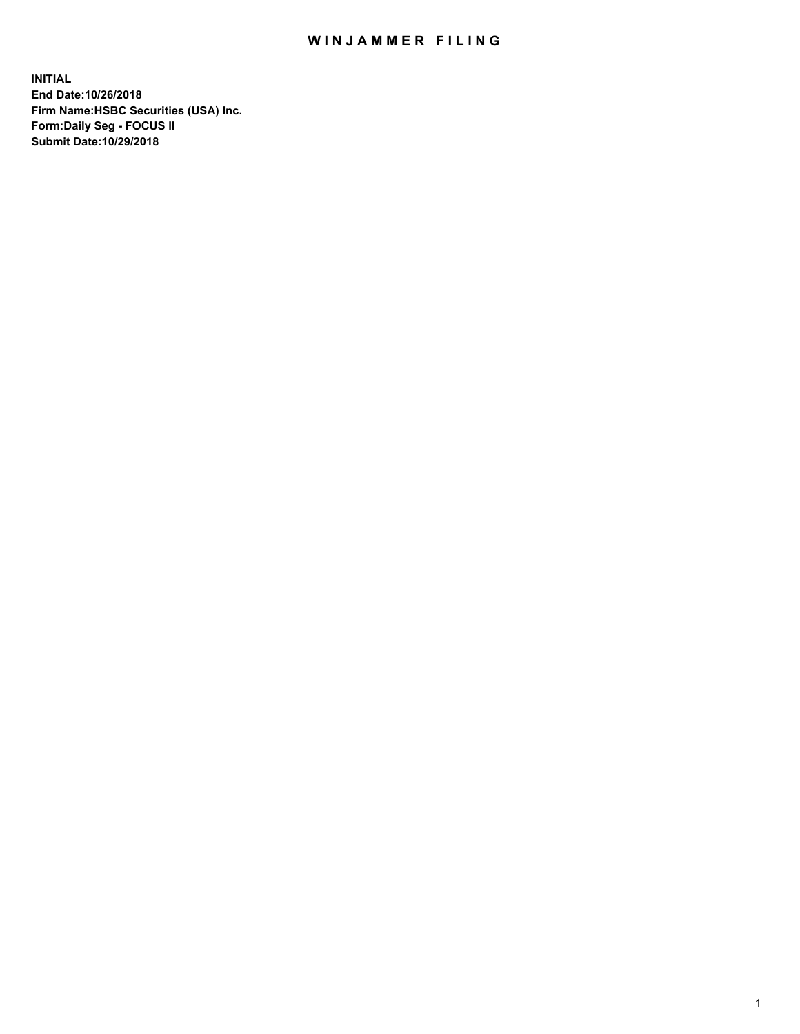# WINJAMMER FILING

**INITIAL**
**End Date:10/26/2018**
**Firm Name:HSBC Securities (USA) Inc.**
**Form:Daily Seg - FOCUS II**
**Submit Date:10/29/2018**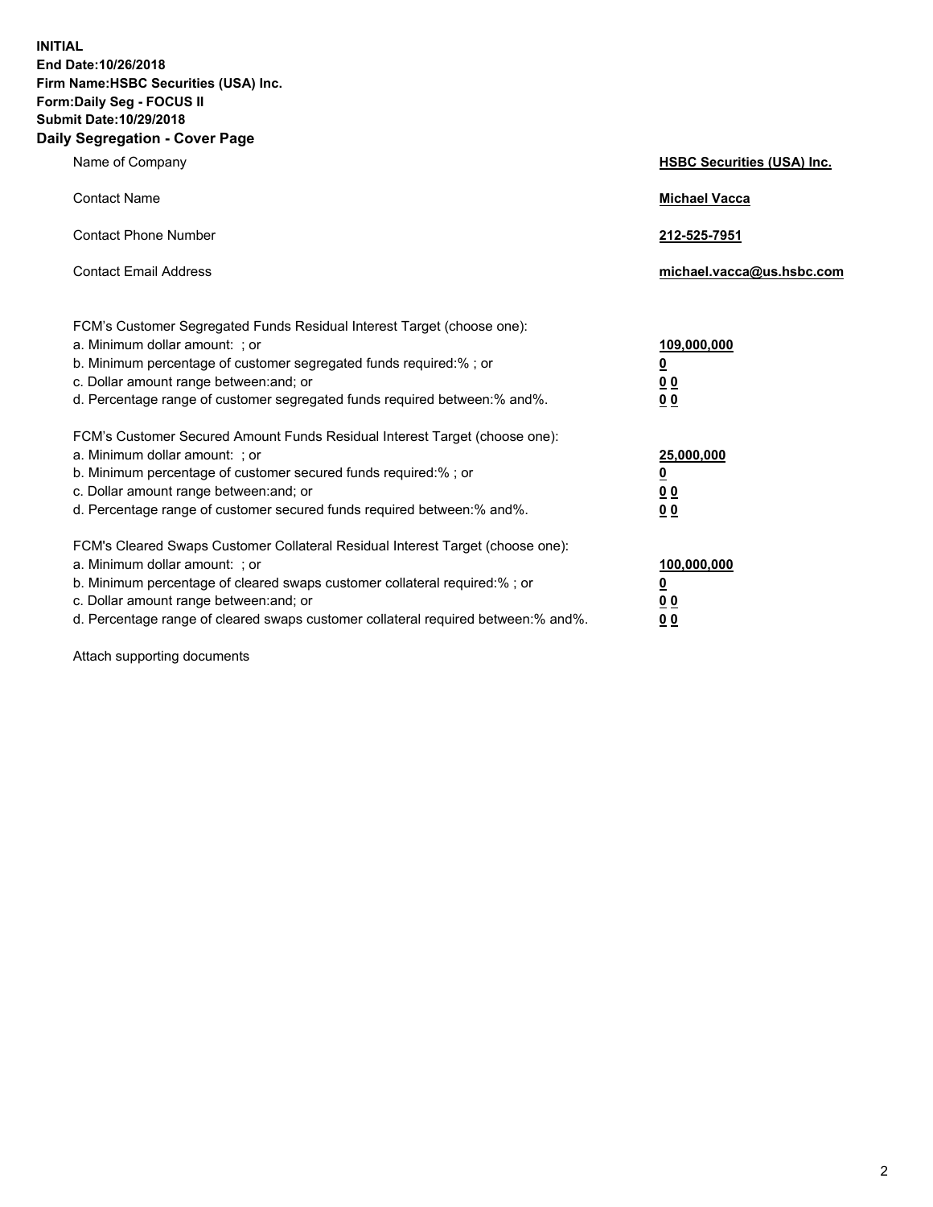**INITIAL**
**End Date:10/26/2018**
**Firm Name:HSBC Securities (USA) Inc.**
**Form:Daily Seg - FOCUS II**
**Submit Date:10/29/2018**

## Daily Segregation - Cover Page

| | |
|---|---|
| Name of Company | **HSBC Securities (USA) Inc.** |
| Contact Name | **Michael Vacca** |
| Contact Phone Number | **212-525-7951** |
| Contact Email Address | **michael.vacca@us.hsbc.com** |

| | |
|---|---|
| FCM's Customer Segregated Funds Residual Interest Target (choose one): | |
| a. Minimum dollar amount: ; or | **109,000,000** |
| b. Minimum percentage of customer segregated funds required:% ; or | **0** |
| c. Dollar amount range between:and; or | **0 0** |
| d. Percentage range of customer segregated funds required between:% and%. | **0 0** |
| FCM's Customer Secured Amount Funds Residual Interest Target (choose one): | |
| a. Minimum dollar amount: ; or | **25,000,000** |
| b. Minimum percentage of customer secured funds required:% ; or | **0** |
| c. Dollar amount range between:and; or | **0 0** |
| d. Percentage range of customer secured funds required between:% and%. | **0 0** |
| FCM's Cleared Swaps Customer Collateral Residual Interest Target (choose one): | |
| a. Minimum dollar amount: ; or | **100,000,000** |
| b. Minimum percentage of cleared swaps customer collateral required:% ; or | **0** |
| c. Dollar amount range between:and; or | **0 0** |
| d. Percentage range of cleared swaps customer collateral required between:% and%. | **0 0** |

Attach supporting documents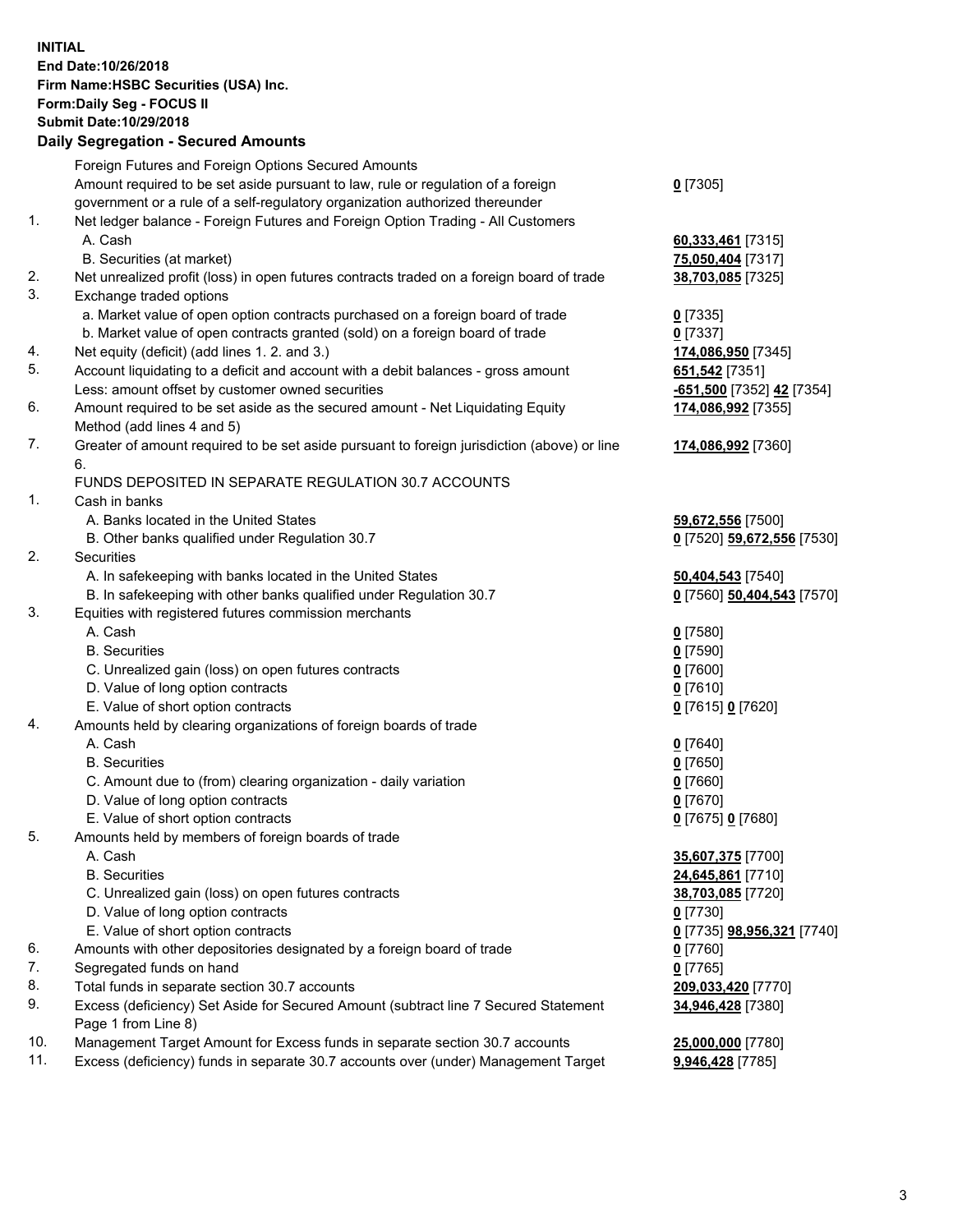**INITIAL**
**End Date:10/26/2018**
**Firm Name:HSBC Securities (USA) Inc.**
**Form:Daily Seg - FOCUS II**
**Submit Date:10/29/2018**

**Daily Segregation - Secured Amounts**

| | | |
|---|---|---|
| | Foreign Futures and Foreign Options Secured Amounts | |
| | Amount required to be set aside pursuant to law, rule or regulation of a foreign government or a rule of a self-regulatory organization authorized thereunder | **0** [7305] |
| 1. | Net ledger balance - Foreign Futures and Foreign Option Trading - All Customers | |
| | A. Cash | **60,333,461** [7315] |
| | B. Securities (at market) | **75,050,404** [7317] |
| 2. | Net unrealized profit (loss) in open futures contracts traded on a foreign board of trade | **38,703,085** [7325] |
| 3. | Exchange traded options | |
| | a. Market value of open option contracts purchased on a foreign board of trade | **0** [7335] |
| | b. Market value of open contracts granted (sold) on a foreign board of trade | **0** [7337] |
| 4. | Net equity (deficit) (add lines 1. 2. and 3.) | **174,086,950** [7345] |
| 5. | Account liquidating to a deficit and account with a debit balances - gross amount | **651,542** [7351] |
| | Less: amount offset by customer owned securities | **-651,500** [7352] **42** [7354] |
| 6. | Amount required to be set aside as the secured amount - Net Liquidating Equity Method (add lines 4 and 5) | **174,086,992** [7355] |
| 7. | Greater of amount required to be set aside pursuant to foreign jurisdiction (above) or line 6. | **174,086,992** [7360] |
| | FUNDS DEPOSITED IN SEPARATE REGULATION 30.7 ACCOUNTS | |
| 1. | Cash in banks | |
| | A. Banks located in the United States | **59,672,556** [7500] |
| | B. Other banks qualified under Regulation 30.7 | **0** [7520] **59,672,556** [7530] |
| 2. | Securities | |
| | A. In safekeeping with banks located in the United States | **50,404,543** [7540] |
| | B. In safekeeping with other banks qualified under Regulation 30.7 | **0** [7560] **50,404,543** [7570] |
| 3. | Equities with registered futures commission merchants | |
| | A. Cash | **0** [7580] |
| | B. Securities | **0** [7590] |
| | C. Unrealized gain (loss) on open futures contracts | **0** [7600] |
| | D. Value of long option contracts | **0** [7610] |
| | E. Value of short option contracts | **0** [7615] **0** [7620] |
| 4. | Amounts held by clearing organizations of foreign boards of trade | |
| | A. Cash | **0** [7640] |
| | B. Securities | **0** [7650] |
| | C. Amount due to (from) clearing organization - daily variation | **0** [7660] |
| | D. Value of long option contracts | **0** [7670] |
| | E. Value of short option contracts | **0** [7675] **0** [7680] |
| 5. | Amounts held by members of foreign boards of trade | |
| | A. Cash | **35,607,375** [7700] |
| | B. Securities | **24,645,861** [7710] |
| | C. Unrealized gain (loss) on open futures contracts | **38,703,085** [7720] |
| | D. Value of long option contracts | **0** [7730] |
| | E. Value of short option contracts | **0** [7735] **98,956,321** [7740] |
| 6. | Amounts with other depositories designated by a foreign board of trade | **0** [7760] |
| 7. | Segregated funds on hand | **0** [7765] |
| 8. | Total funds in separate section 30.7 accounts | **209,033,420** [7770] |
| 9. | Excess (deficiency) Set Aside for Secured Amount (subtract line 7 Secured Statement Page 1 from Line 8) | **34,946,428** [7380] |
| 10. | Management Target Amount for Excess funds in separate section 30.7 accounts | **25,000,000** [7780] |
| 11. | Excess (deficiency) funds in separate 30.7 accounts over (under) Management Target | **9,946,428** [7785] |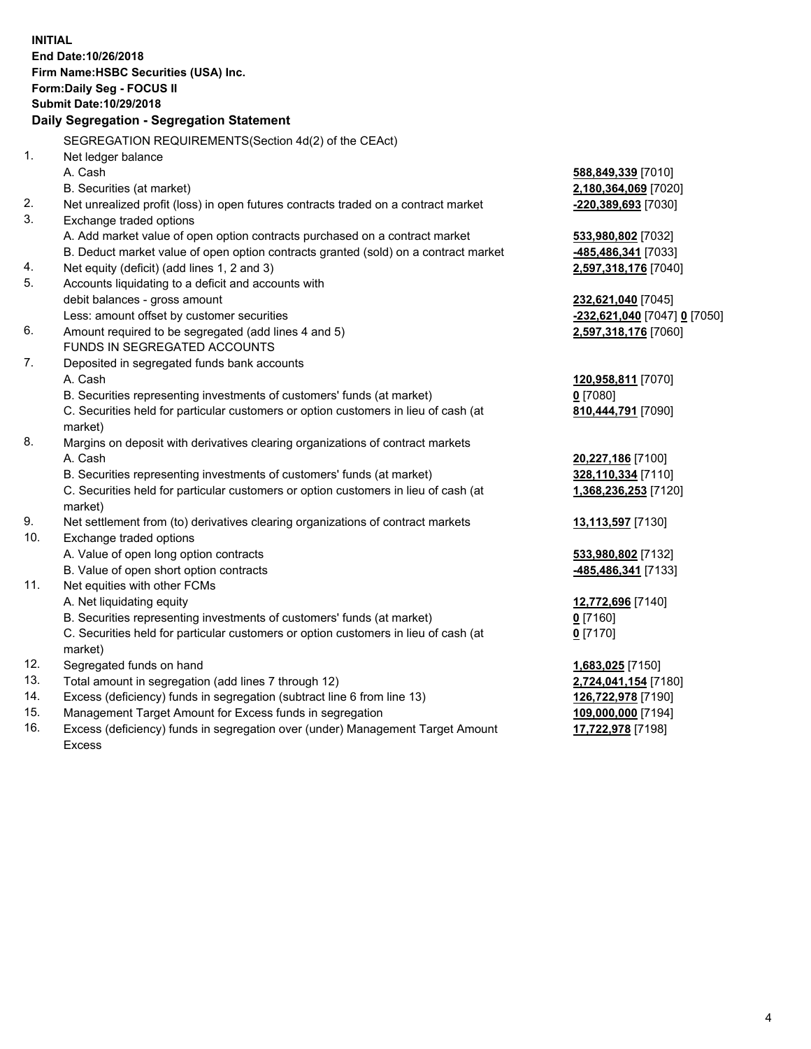**INITIAL**
**End Date:10/26/2018**
**Firm Name:HSBC Securities (USA) Inc.**
**Form:Daily Seg - FOCUS II**
**Submit Date:10/29/2018**

**Daily Segregation - Segregation Statement**

SEGREGATION REQUIREMENTS(Section 4d(2) of the CEAct)

| | | |
|---|---|---|
| 1. | Net ledger balance | |
| | A. Cash | **588,849,339** [7010] |
| | B. Securities (at market) | **2,180,364,069** [7020] |
| 2. | Net unrealized profit (loss) in open futures contracts traded on a contract market | **-220,389,693** [7030] |
| 3. | Exchange traded options | |
| | A. Add market value of open option contracts purchased on a contract market | **533,980,802** [7032] |
| | B. Deduct market value of open option contracts granted (sold) on a contract market | **-485,486,341** [7033] |
| 4. | Net equity (deficit) (add lines 1, 2 and 3) | **2,597,318,176** [7040] |
| 5. | Accounts liquidating to a deficit and accounts with debit balances - gross amount | **232,621,040** [7045] |
| | Less: amount offset by customer securities | **-232,621,040** [7047] **0** [7050] |
| 6. | Amount required to be segregated (add lines 4 and 5) | **2,597,318,176** [7060] |
| | FUNDS IN SEGREGATED ACCOUNTS | |
| 7. | Deposited in segregated funds bank accounts | |
| | A. Cash | **120,958,811** [7070] |
| | B. Securities representing investments of customers' funds (at market) | **0** [7080] |
| | C. Securities held for particular customers or option customers in lieu of cash (at market) | **810,444,791** [7090] |
| 8. | Margins on deposit with derivatives clearing organizations of contract markets | |
| | A. Cash | **20,227,186** [7100] |
| | B. Securities representing investments of customers' funds (at market) | **328,110,334** [7110] |
| | C. Securities held for particular customers or option customers in lieu of cash (at market) | **1,368,236,253** [7120] |
| 9. | Net settlement from (to) derivatives clearing organizations of contract markets | **13,113,597** [7130] |
| 10. | Exchange traded options | |
| | A. Value of open long option contracts | **533,980,802** [7132] |
| | B. Value of open short option contracts | **-485,486,341** [7133] |
| 11. | Net equities with other FCMs | |
| | A. Net liquidating equity | **12,772,696** [7140] |
| | B. Securities representing investments of customers' funds (at market) | **0** [7160] |
| | C. Securities held for particular customers or option customers in lieu of cash (at market) | **0** [7170] |
| 12. | Segregated funds on hand | **1,683,025** [7150] |
| 13. | Total amount in segregation (add lines 7 through 12) | **2,724,041,154** [7180] |
| 14. | Excess (deficiency) funds in segregation (subtract line 6 from line 13) | **126,722,978** [7190] |
| 15. | Management Target Amount for Excess funds in segregation | **109,000,000** [7194] |
| 16. | Excess (deficiency) funds in segregation over (under) Management Target Amount Excess | **17,722,978** [7198] |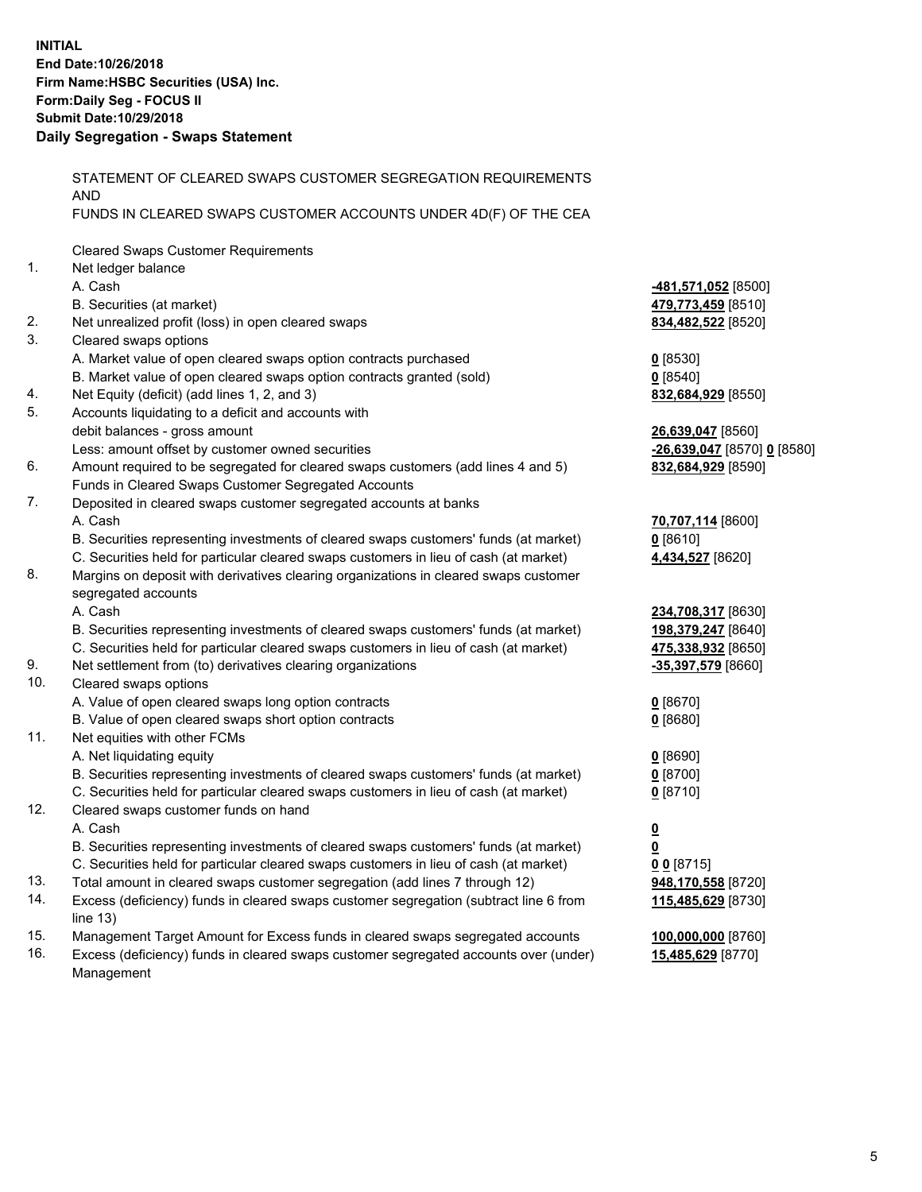**INITIAL**
**End Date:10/26/2018**
**Firm Name:HSBC Securities (USA) Inc.**
**Form:Daily Seg - FOCUS II**
**Submit Date:10/29/2018**
**Daily Segregation - Swaps Statement**

STATEMENT OF CLEARED SWAPS CUSTOMER SEGREGATION REQUIREMENTS AND
FUNDS IN CLEARED SWAPS CUSTOMER ACCOUNTS UNDER 4D(F) OF THE CEA

| | | |
|---|---|---|
| | Cleared Swaps Customer Requirements | |
| 1. | Net ledger balance | |
| | A. Cash | **-481,571,052** [8500] |
| | B. Securities (at market) | **479,773,459** [8510] |
| 2. | Net unrealized profit (loss) in open cleared swaps | **834,482,522** [8520] |
| 3. | Cleared swaps options | |
| | A. Market value of open cleared swaps option contracts purchased | **0** [8530] |
| | B. Market value of open cleared swaps option contracts granted (sold) | **0** [8540] |
| 4. | Net Equity (deficit) (add lines 1, 2, and 3) | **832,684,929** [8550] |
| 5. | Accounts liquidating to a deficit and accounts with | |
| | debit balances - gross amount | **26,639,047** [8560] |
| | Less: amount offset by customer owned securities | **-26,639,047** [8570] **0** [8580] |
| 6. | Amount required to be segregated for cleared swaps customers (add lines 4 and 5) | **832,684,929** [8590] |
| | Funds in Cleared Swaps Customer Segregated Accounts | |
| 7. | Deposited in cleared swaps customer segregated accounts at banks | |
| | A. Cash | **70,707,114** [8600] |
| | B. Securities representing investments of cleared swaps customers' funds (at market) | **0** [8610] |
| | C. Securities held for particular cleared swaps customers in lieu of cash (at market) | **4,434,527** [8620] |
| 8. | Margins on deposit with derivatives clearing organizations in cleared swaps customer segregated accounts | |
| | A. Cash | **234,708,317** [8630] |
| | B. Securities representing investments of cleared swaps customers' funds (at market) | **198,379,247** [8640] |
| | C. Securities held for particular cleared swaps customers in lieu of cash (at market) | **475,338,932** [8650] |
| 9. | Net settlement from (to) derivatives clearing organizations | **-35,397,579** [8660] |
| 10. | Cleared swaps options | |
| | A. Value of open cleared swaps long option contracts | **0** [8670] |
| | B. Value of open cleared swaps short option contracts | **0** [8680] |
| 11. | Net equities with other FCMs | |
| | A. Net liquidating equity | **0** [8690] |
| | B. Securities representing investments of cleared swaps customers' funds (at market) | **0** [8700] |
| | C. Securities held for particular cleared swaps customers in lieu of cash (at market) | **0** [8710] |
| 12. | Cleared swaps customer funds on hand | |
| | A. Cash | **0** |
| | B. Securities representing investments of cleared swaps customers' funds (at market) | **0** |
| | C. Securities held for particular cleared swaps customers in lieu of cash (at market) | **0** **0** [8715] |
| 13. | Total amount in cleared swaps customer segregation (add lines 7 through 12) | **948,170,558** [8720] |
| 14. | Excess (deficiency) funds in cleared swaps customer segregation (subtract line 6 from line 13) | **115,485,629** [8730] |
| 15. | Management Target Amount for Excess funds in cleared swaps segregated accounts | **100,000,000** [8760] |
| 16. | Excess (deficiency) funds in cleared swaps customer segregated accounts over (under) Management | **15,485,629** [8770] |